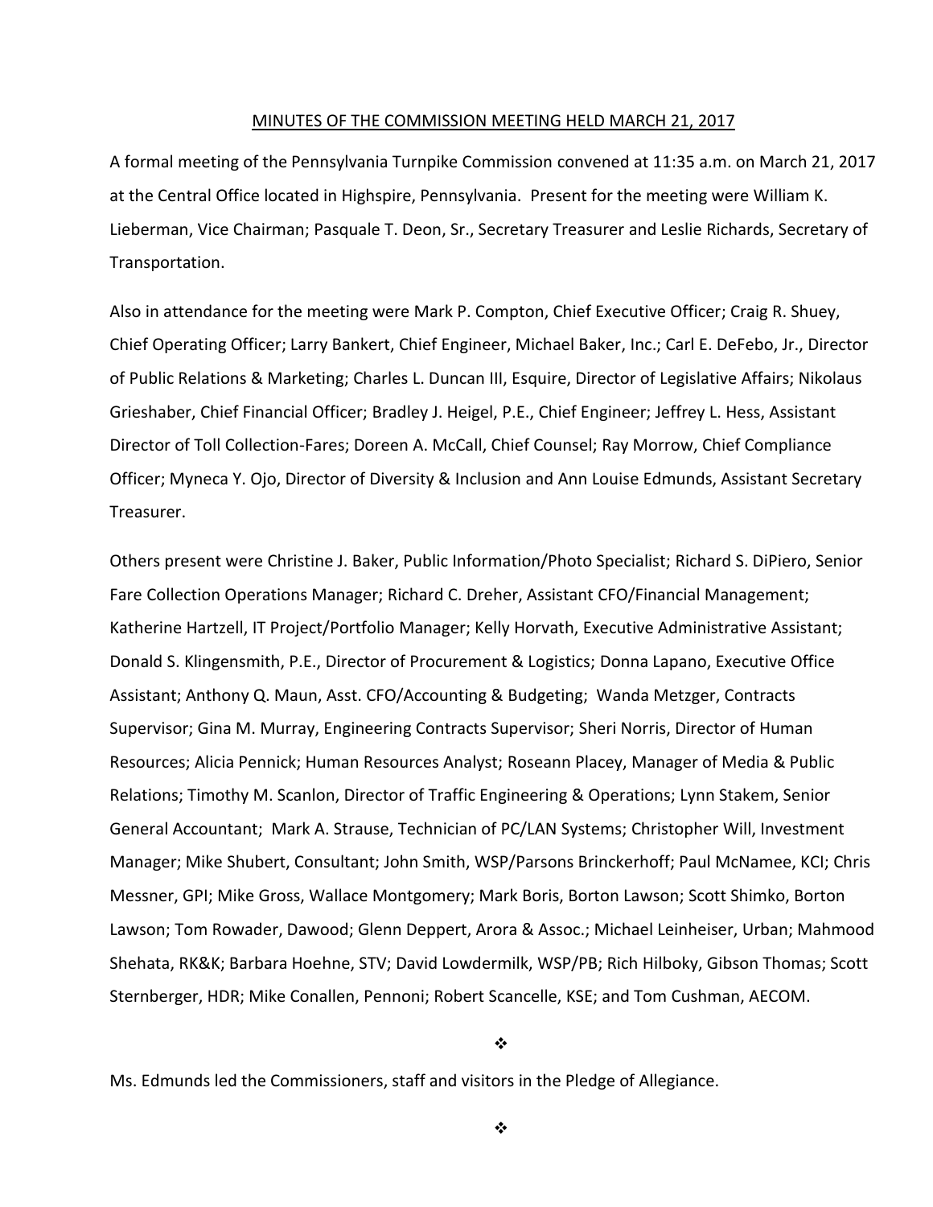# MINUTES OF THE COMMISSION MEETING HELD MARCH 21, 2017

A formal meeting of the Pennsylvania Turnpike Commission convened at 11:35 a.m. on March 21, 2017 at the Central Office located in Highspire, Pennsylvania. Present for the meeting were William K. Lieberman, Vice Chairman; Pasquale T. Deon, Sr., Secretary Treasurer and Leslie Richards, Secretary of Transportation.

Also in attendance for the meeting were Mark P. Compton, Chief Executive Officer; Craig R. Shuey, Chief Operating Officer; Larry Bankert, Chief Engineer, Michael Baker, Inc.; Carl E. DeFebo, Jr., Director of Public Relations & Marketing; Charles L. Duncan III, Esquire, Director of Legislative Affairs; Nikolaus Grieshaber, Chief Financial Officer; Bradley J. Heigel, P.E., Chief Engineer; Jeffrey L. Hess, Assistant Director of Toll Collection-Fares; Doreen A. McCall, Chief Counsel; Ray Morrow, Chief Compliance Officer; Myneca Y. Ojo, Director of Diversity & Inclusion and Ann Louise Edmunds, Assistant Secretary Treasurer.

Others present were Christine J. Baker, Public Information/Photo Specialist; Richard S. DiPiero, Senior Fare Collection Operations Manager; Richard C. Dreher, Assistant CFO/Financial Management; Katherine Hartzell, IT Project/Portfolio Manager; Kelly Horvath, Executive Administrative Assistant; Donald S. Klingensmith, P.E., Director of Procurement & Logistics; Donna Lapano, Executive Office Assistant; Anthony Q. Maun, Asst. CFO/Accounting & Budgeting; Wanda Metzger, Contracts Supervisor; Gina M. Murray, Engineering Contracts Supervisor; Sheri Norris, Director of Human Resources; Alicia Pennick; Human Resources Analyst; Roseann Placey, Manager of Media & Public Relations; Timothy M. Scanlon, Director of Traffic Engineering & Operations; Lynn Stakem, Senior General Accountant; Mark A. Strause, Technician of PC/LAN Systems; Christopher Will, Investment Manager; Mike Shubert, Consultant; John Smith, WSP/Parsons Brinckerhoff; Paul McNamee, KCI; Chris Messner, GPI; Mike Gross, Wallace Montgomery; Mark Boris, Borton Lawson; Scott Shimko, Borton Lawson; Tom Rowader, Dawood; Glenn Deppert, Arora & Assoc.; Michael Leinheiser, Urban; Mahmood Shehata, RK&K; Barbara Hoehne, STV; David Lowdermilk, WSP/PB; Rich Hilboky, Gibson Thomas; Scott Sternberger, HDR; Mike Conallen, Pennoni; Robert Scancelle, KSE; and Tom Cushman, AECOM.

❖

Ms. Edmunds led the Commissioners, staff and visitors in the Pledge of Allegiance.

❖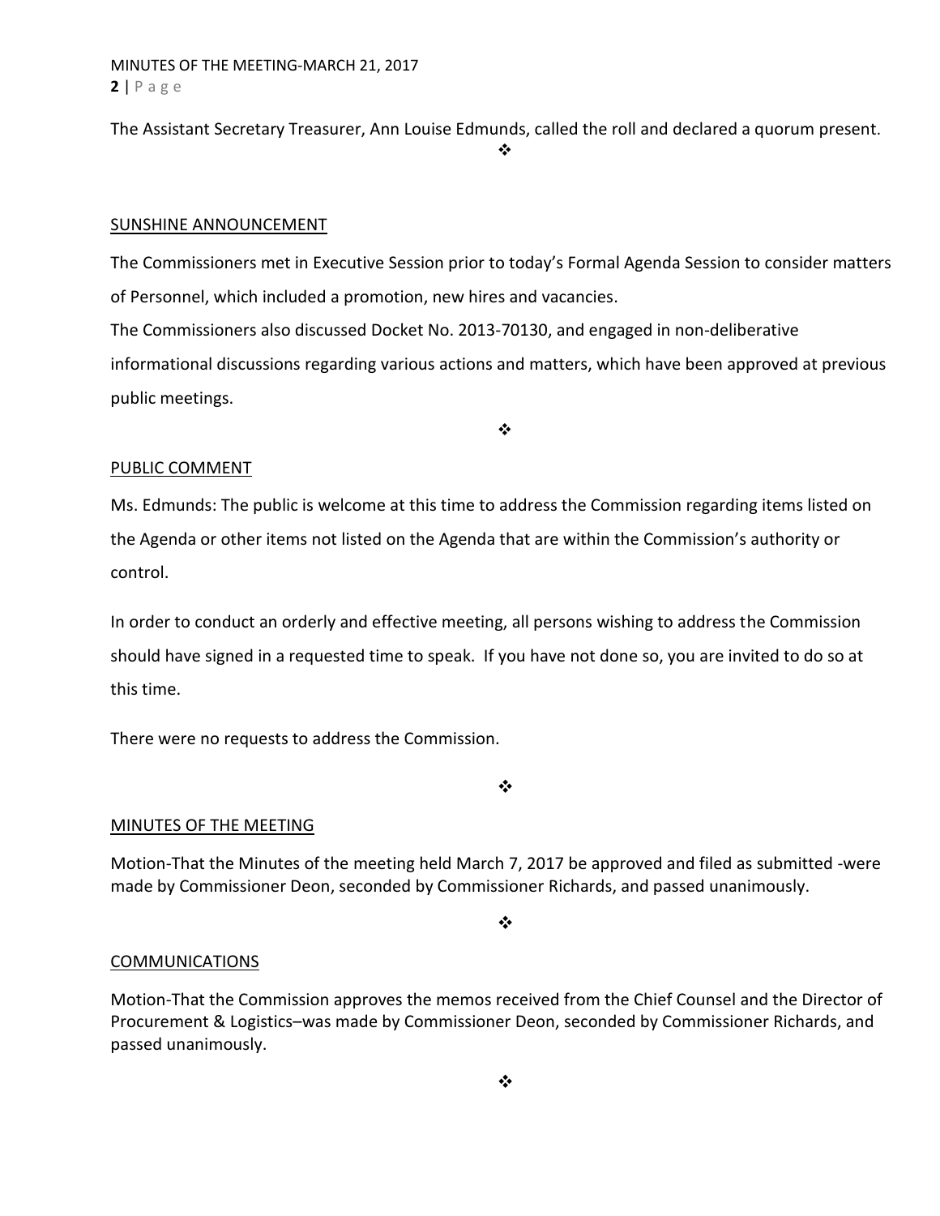The Assistant Secretary Treasurer, Ann Louise Edmunds, called the roll and declared a quorum present.

❖

## SUNSHINE ANNOUNCEMENT

The Commissioners met in Executive Session prior to today's Formal Agenda Session to consider matters of Personnel, which included a promotion, new hires and vacancies.

The Commissioners also discussed Docket No. 2013-70130, and engaged in non-deliberative informational discussions regarding various actions and matters, which have been approved at previous public meetings.

❖

## PUBLIC COMMENT

Ms. Edmunds: The public is welcome at this time to address the Commission regarding items listed on the Agenda or other items not listed on the Agenda that are within the Commission's authority or control.

In order to conduct an orderly and effective meeting, all persons wishing to address the Commission should have signed in a requested time to speak. If you have not done so, you are invited to do so at this time.

There were no requests to address the Commission.

❖

## MINUTES OF THE MEETING

Motion-That the Minutes of the meeting held March 7, 2017 be approved and filed as submitted -were made by Commissioner Deon, seconded by Commissioner Richards, and passed unanimously.

❖

## COMMUNICATIONS

Motion-That the Commission approves the memos received from the Chief Counsel and the Director of Procurement & Logistics–was made by Commissioner Deon, seconded by Commissioner Richards, and passed unanimously.

❖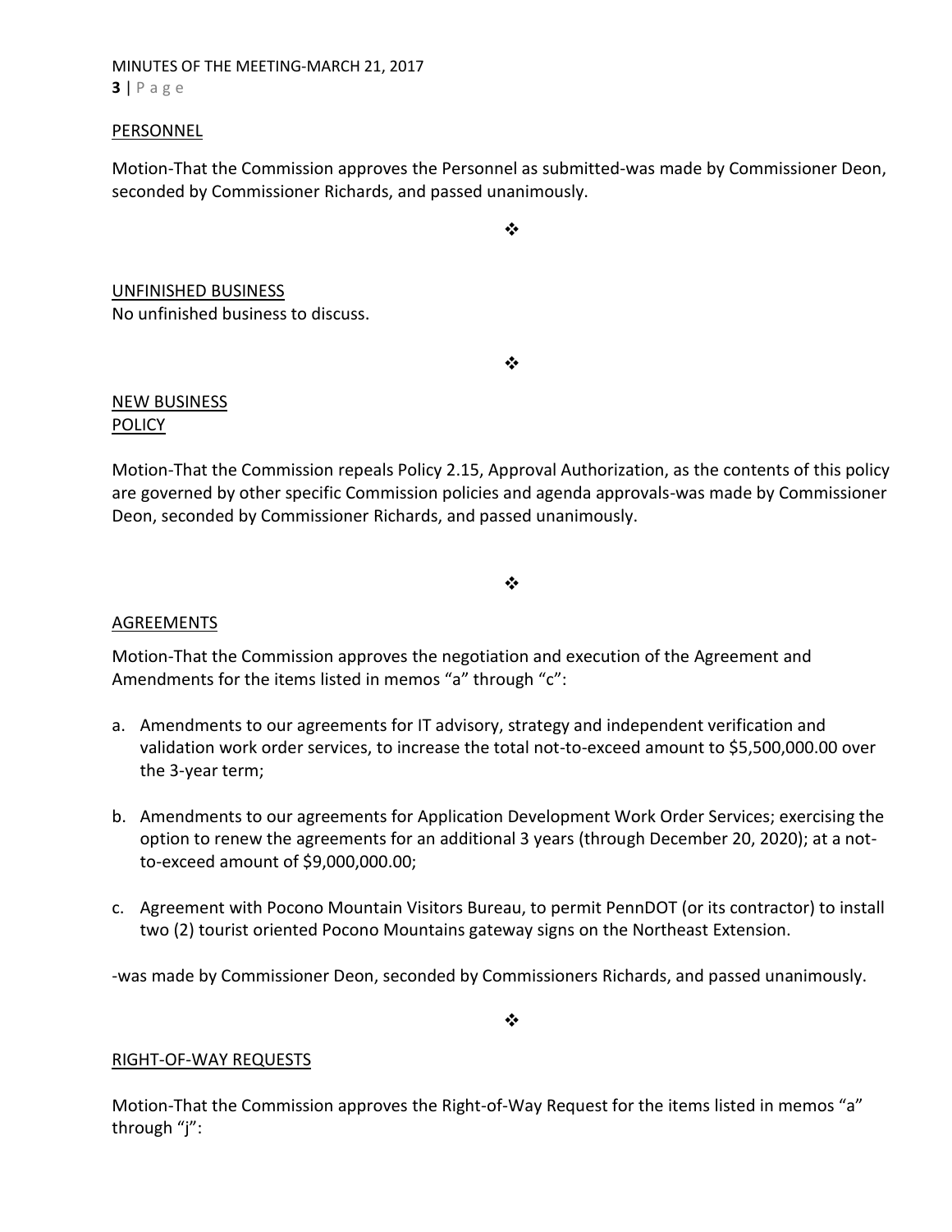## PERSONNEL

Motion-That the Commission approves the Personnel as submitted-was made by Commissioner Deon, seconded by Commissioner Richards, and passed unanimously.

❖

## UNFINISHED BUSINESS

No unfinished business to discuss.

❖

## NEW BUSINESS

### POLICY

Motion-That the Commission repeals Policy 2.15, Approval Authorization, as the contents of this policy are governed by other specific Commission policies and agenda approvals-was made by Commissioner Deon, seconded by Commissioner Richards, and passed unanimously.

❖

## AGREEMENTS

Motion-That the Commission approves the negotiation and execution of the Agreement and Amendments for the items listed in memos "a" through "c":

a. Amendments to our agreements for IT advisory, strategy and independent verification and validation work order services, to increase the total not-to-exceed amount to $5,500,000.00 over the 3-year term;

b. Amendments to our agreements for Application Development Work Order Services; exercising the option to renew the agreements for an additional 3 years (through December 20, 2020); at a not-to-exceed amount of $9,000,000.00;

c. Agreement with Pocono Mountain Visitors Bureau, to permit PennDOT (or its contractor) to install two (2) tourist oriented Pocono Mountains gateway signs on the Northeast Extension.

-was made by Commissioner Deon, seconded by Commissioners Richards, and passed unanimously.

❖

## RIGHT-OF-WAY REQUESTS

Motion-That the Commission approves the Right-of-Way Request for the items listed in memos "a" through "j":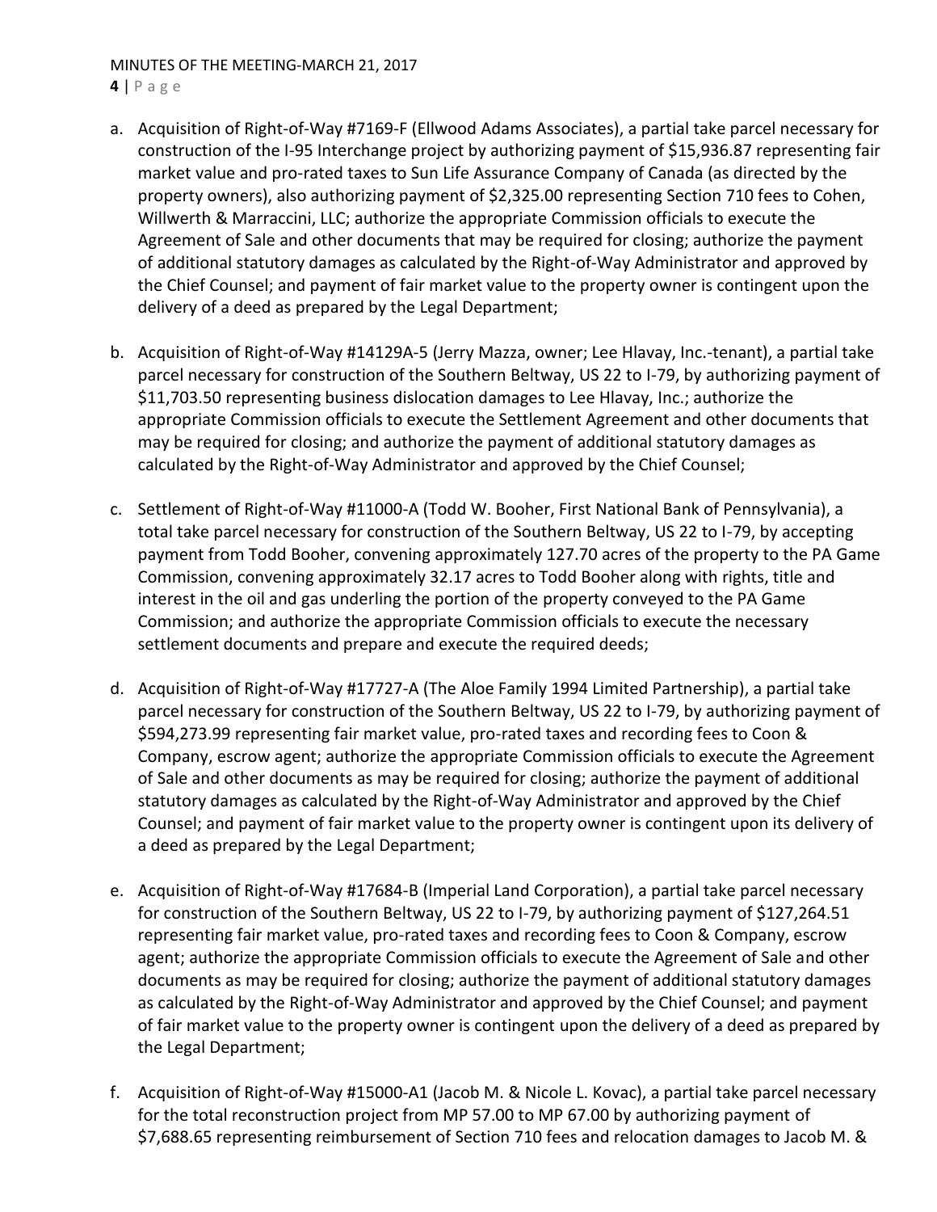a. Acquisition of Right-of-Way #7169-F (Ellwood Adams Associates), a partial take parcel necessary for construction of the I-95 Interchange project by authorizing payment of $15,936.87 representing fair market value and pro-rated taxes to Sun Life Assurance Company of Canada (as directed by the property owners), also authorizing payment of $2,325.00 representing Section 710 fees to Cohen, Willwerth & Marraccini, LLC; authorize the appropriate Commission officials to execute the Agreement of Sale and other documents that may be required for closing; authorize the payment of additional statutory damages as calculated by the Right-of-Way Administrator and approved by the Chief Counsel; and payment of fair market value to the property owner is contingent upon the delivery of a deed as prepared by the Legal Department;

b. Acquisition of Right-of-Way #14129A-5 (Jerry Mazza, owner; Lee Hlavay, Inc.-tenant), a partial take parcel necessary for construction of the Southern Beltway, US 22 to I-79, by authorizing payment of $11,703.50 representing business dislocation damages to Lee Hlavay, Inc.; authorize the appropriate Commission officials to execute the Settlement Agreement and other documents that may be required for closing; and authorize the payment of additional statutory damages as calculated by the Right-of-Way Administrator and approved by the Chief Counsel;

c. Settlement of Right-of-Way #11000-A (Todd W. Booher, First National Bank of Pennsylvania), a total take parcel necessary for construction of the Southern Beltway, US 22 to I-79, by accepting payment from Todd Booher, convening approximately 127.70 acres of the property to the PA Game Commission, convening approximately 32.17 acres to Todd Booher along with rights, title and interest in the oil and gas underling the portion of the property conveyed to the PA Game Commission; and authorize the appropriate Commission officials to execute the necessary settlement documents and prepare and execute the required deeds;

d. Acquisition of Right-of-Way #17727-A (The Aloe Family 1994 Limited Partnership), a partial take parcel necessary for construction of the Southern Beltway, US 22 to I-79, by authorizing payment of $594,273.99 representing fair market value, pro-rated taxes and recording fees to Coon & Company, escrow agent; authorize the appropriate Commission officials to execute the Agreement of Sale and other documents as may be required for closing; authorize the payment of additional statutory damages as calculated by the Right-of-Way Administrator and approved by the Chief Counsel; and payment of fair market value to the property owner is contingent upon its delivery of a deed as prepared by the Legal Department;

e. Acquisition of Right-of-Way #17684-B (Imperial Land Corporation), a partial take parcel necessary for construction of the Southern Beltway, US 22 to I-79, by authorizing payment of $127,264.51 representing fair market value, pro-rated taxes and recording fees to Coon & Company, escrow agent; authorize the appropriate Commission officials to execute the Agreement of Sale and other documents as may be required for closing; authorize the payment of additional statutory damages as calculated by the Right-of-Way Administrator and approved by the Chief Counsel; and payment of fair market value to the property owner is contingent upon the delivery of a deed as prepared by the Legal Department;

f. Acquisition of Right-of-Way #15000-A1 (Jacob M. & Nicole L. Kovac), a partial take parcel necessary for the total reconstruction project from MP 57.00 to MP 67.00 by authorizing payment of $7,688.65 representing reimbursement of Section 710 fees and relocation damages to Jacob M. &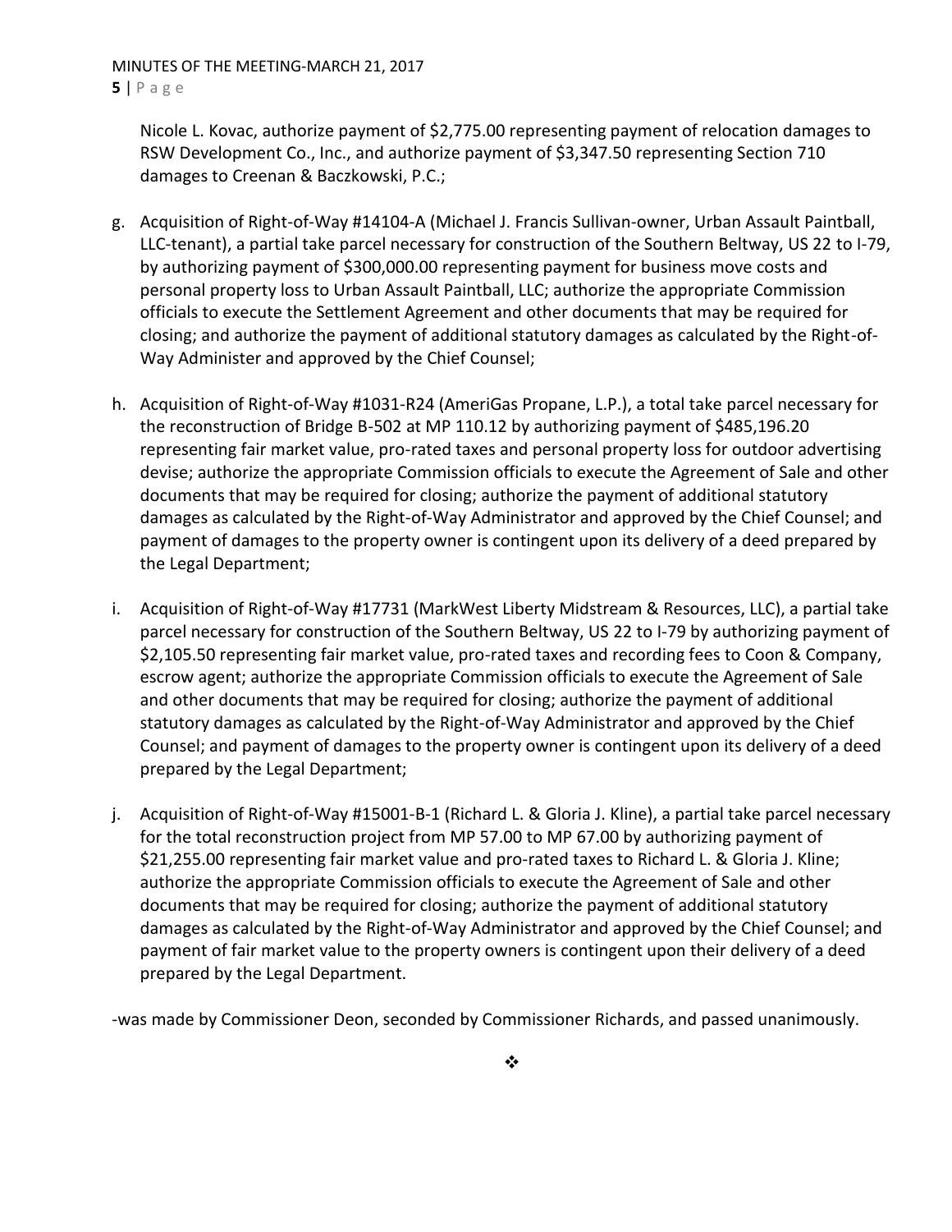Nicole L. Kovac, authorize payment of $2,775.00 representing payment of relocation damages to RSW Development Co., Inc., and authorize payment of $3,347.50 representing Section 710 damages to Creenan & Baczkowski, P.C.;

g. Acquisition of Right-of-Way #14104-A (Michael J. Francis Sullivan-owner, Urban Assault Paintball, LLC-tenant), a partial take parcel necessary for construction of the Southern Beltway, US 22 to I-79, by authorizing payment of $300,000.00 representing payment for business move costs and personal property loss to Urban Assault Paintball, LLC; authorize the appropriate Commission officials to execute the Settlement Agreement and other documents that may be required for closing; and authorize the payment of additional statutory damages as calculated by the Right-of-Way Administer and approved by the Chief Counsel;

h. Acquisition of Right-of-Way #1031-R24 (AmeriGas Propane, L.P.), a total take parcel necessary for the reconstruction of Bridge B-502 at MP 110.12 by authorizing payment of $485,196.20 representing fair market value, pro-rated taxes and personal property loss for outdoor advertising devise; authorize the appropriate Commission officials to execute the Agreement of Sale and other documents that may be required for closing; authorize the payment of additional statutory damages as calculated by the Right-of-Way Administrator and approved by the Chief Counsel; and payment of damages to the property owner is contingent upon its delivery of a deed prepared by the Legal Department;

i. Acquisition of Right-of-Way #17731 (MarkWest Liberty Midstream & Resources, LLC), a partial take parcel necessary for construction of the Southern Beltway, US 22 to I-79 by authorizing payment of $2,105.50 representing fair market value, pro-rated taxes and recording fees to Coon & Company, escrow agent; authorize the appropriate Commission officials to execute the Agreement of Sale and other documents that may be required for closing; authorize the payment of additional statutory damages as calculated by the Right-of-Way Administrator and approved by the Chief Counsel; and payment of damages to the property owner is contingent upon its delivery of a deed prepared by the Legal Department;

j. Acquisition of Right-of-Way #15001-B-1 (Richard L. & Gloria J. Kline), a partial take parcel necessary for the total reconstruction project from MP 57.00 to MP 67.00 by authorizing payment of $21,255.00 representing fair market value and pro-rated taxes to Richard L. & Gloria J. Kline; authorize the appropriate Commission officials to execute the Agreement of Sale and other documents that may be required for closing; authorize the payment of additional statutory damages as calculated by the Right-of-Way Administrator and approved by the Chief Counsel; and payment of fair market value to the property owners is contingent upon their delivery of a deed prepared by the Legal Department.

-was made by Commissioner Deon, seconded by Commissioner Richards, and passed unanimously.

❖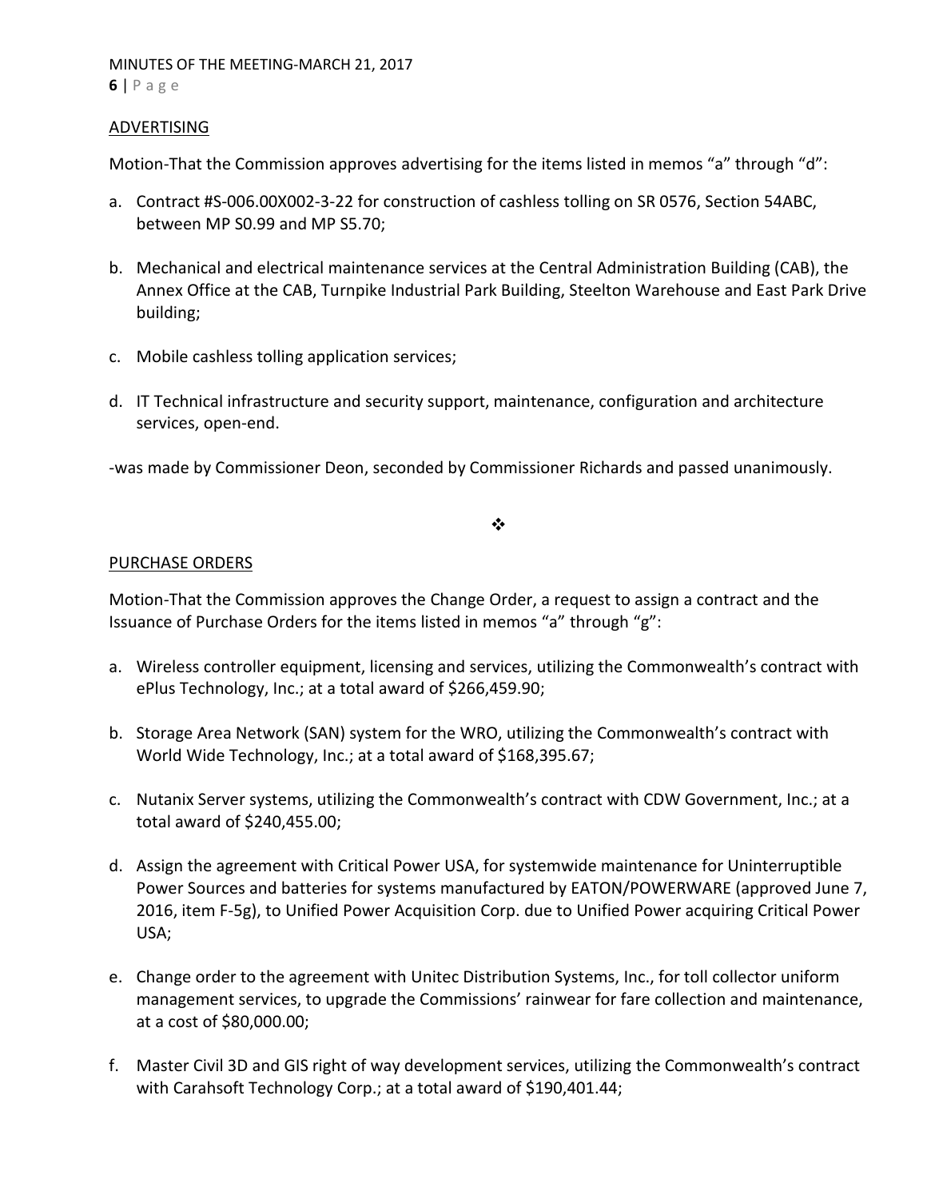## ADVERTISING

Motion-That the Commission approves advertising for the items listed in memos "a" through "d":

a. Contract #S-006.00X002-3-22 for construction of cashless tolling on SR 0576, Section 54ABC, between MP S0.99 and MP S5.70;

b. Mechanical and electrical maintenance services at the Central Administration Building (CAB), the Annex Office at the CAB, Turnpike Industrial Park Building, Steelton Warehouse and East Park Drive building;

c. Mobile cashless tolling application services;

d. IT Technical infrastructure and security support, maintenance, configuration and architecture services, open-end.

-was made by Commissioner Deon, seconded by Commissioner Richards and passed unanimously.

❖

## PURCHASE ORDERS

Motion-That the Commission approves the Change Order, a request to assign a contract and the Issuance of Purchase Orders for the items listed in memos "a" through "g":

a. Wireless controller equipment, licensing and services, utilizing the Commonwealth's contract with ePlus Technology, Inc.; at a total award of $266,459.90;

b. Storage Area Network (SAN) system for the WRO, utilizing the Commonwealth's contract with World Wide Technology, Inc.; at a total award of $168,395.67;

c. Nutanix Server systems, utilizing the Commonwealth's contract with CDW Government, Inc.; at a total award of $240,455.00;

d. Assign the agreement with Critical Power USA, for systemwide maintenance for Uninterruptible Power Sources and batteries for systems manufactured by EATON/POWERWARE (approved June 7, 2016, item F-5g), to Unified Power Acquisition Corp. due to Unified Power acquiring Critical Power USA;

e. Change order to the agreement with Unitec Distribution Systems, Inc., for toll collector uniform management services, to upgrade the Commissions' rainwear for fare collection and maintenance, at a cost of $80,000.00;

f. Master Civil 3D and GIS right of way development services, utilizing the Commonwealth's contract with Carahsoft Technology Corp.; at a total award of $190,401.44;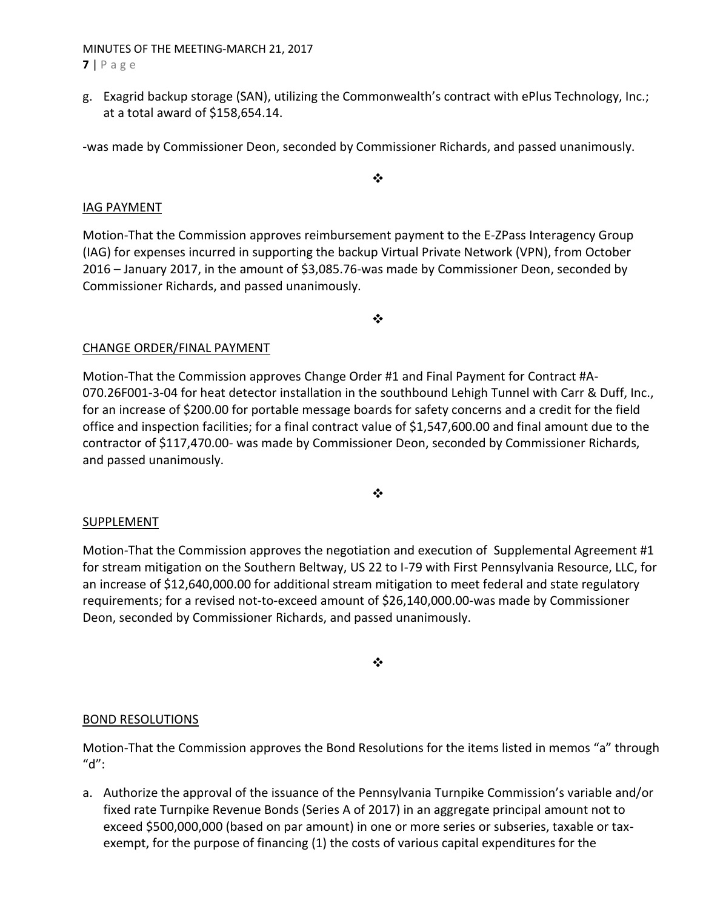g. Exagrid backup storage (SAN), utilizing the Commonwealth's contract with ePlus Technology, Inc.; at a total award of $158,654.14.

-was made by Commissioner Deon, seconded by Commissioner Richards, and passed unanimously.

❖

IAG PAYMENT

Motion-That the Commission approves reimbursement payment to the E-ZPass Interagency Group (IAG) for expenses incurred in supporting the backup Virtual Private Network (VPN), from October 2016 – January 2017, in the amount of $3,085.76-was made by Commissioner Deon, seconded by Commissioner Richards, and passed unanimously.

❖

CHANGE ORDER/FINAL PAYMENT

Motion-That the Commission approves Change Order #1 and Final Payment for Contract #A-070.26F001-3-04 for heat detector installation in the southbound Lehigh Tunnel with Carr & Duff, Inc., for an increase of $200.00 for portable message boards for safety concerns and a credit for the field office and inspection facilities; for a final contract value of $1,547,600.00 and final amount due to the contractor of $117,470.00- was made by Commissioner Deon, seconded by Commissioner Richards, and passed unanimously.

❖

SUPPLEMENT

Motion-That the Commission approves the negotiation and execution of Supplemental Agreement #1 for stream mitigation on the Southern Beltway, US 22 to I-79 with First Pennsylvania Resource, LLC, for an increase of $12,640,000.00 for additional stream mitigation to meet federal and state regulatory requirements; for a revised not-to-exceed amount of $26,140,000.00-was made by Commissioner Deon, seconded by Commissioner Richards, and passed unanimously.

❖

BOND RESOLUTIONS

Motion-That the Commission approves the Bond Resolutions for the items listed in memos "a" through "d":

a. Authorize the approval of the issuance of the Pennsylvania Turnpike Commission's variable and/or fixed rate Turnpike Revenue Bonds (Series A of 2017) in an aggregate principal amount not to exceed $500,000,000 (based on par amount) in one or more series or subseries, taxable or tax-exempt, for the purpose of financing (1) the costs of various capital expenditures for the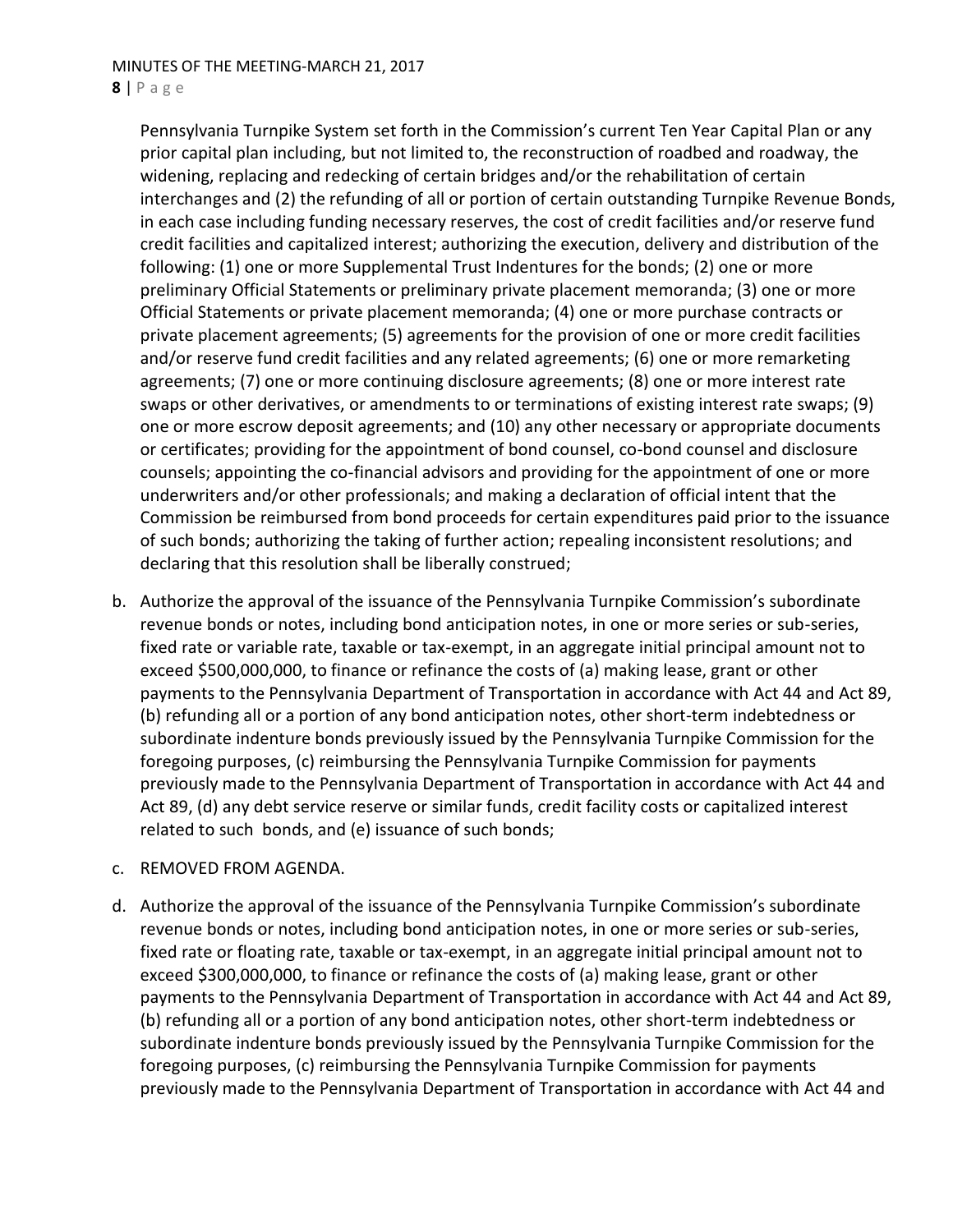Pennsylvania Turnpike System set forth in the Commission's current Ten Year Capital Plan or any prior capital plan including, but not limited to, the reconstruction of roadbed and roadway, the widening, replacing and redecking of certain bridges and/or the rehabilitation of certain interchanges and (2) the refunding of all or portion of certain outstanding Turnpike Revenue Bonds, in each case including funding necessary reserves, the cost of credit facilities and/or reserve fund credit facilities and capitalized interest; authorizing the execution, delivery and distribution of the following: (1) one or more Supplemental Trust Indentures for the bonds; (2) one or more preliminary Official Statements or preliminary private placement memoranda; (3) one or more Official Statements or private placement memoranda; (4) one or more purchase contracts or private placement agreements; (5) agreements for the provision of one or more credit facilities and/or reserve fund credit facilities and any related agreements; (6) one or more remarketing agreements; (7) one or more continuing disclosure agreements; (8) one or more interest rate swaps or other derivatives, or amendments to or terminations of existing interest rate swaps; (9) one or more escrow deposit agreements; and (10) any other necessary or appropriate documents or certificates; providing for the appointment of bond counsel, co-bond counsel and disclosure counsels; appointing the co-financial advisors and providing for the appointment of one or more underwriters and/or other professionals; and making a declaration of official intent that the Commission be reimbursed from bond proceeds for certain expenditures paid prior to the issuance of such bonds; authorizing the taking of further action; repealing inconsistent resolutions; and declaring that this resolution shall be liberally construed;

b. Authorize the approval of the issuance of the Pennsylvania Turnpike Commission's subordinate revenue bonds or notes, including bond anticipation notes, in one or more series or sub-series, fixed rate or variable rate, taxable or tax-exempt, in an aggregate initial principal amount not to exceed $500,000,000, to finance or refinance the costs of (a) making lease, grant or other payments to the Pennsylvania Department of Transportation in accordance with Act 44 and Act 89, (b) refunding all or a portion of any bond anticipation notes, other short-term indebtedness or subordinate indenture bonds previously issued by the Pennsylvania Turnpike Commission for the foregoing purposes, (c) reimbursing the Pennsylvania Turnpike Commission for payments previously made to the Pennsylvania Department of Transportation in accordance with Act 44 and Act 89, (d) any debt service reserve or similar funds, credit facility costs or capitalized interest related to such bonds, and (e) issuance of such bonds;

c. REMOVED FROM AGENDA.

d. Authorize the approval of the issuance of the Pennsylvania Turnpike Commission's subordinate revenue bonds or notes, including bond anticipation notes, in one or more series or sub-series, fixed rate or floating rate, taxable or tax-exempt, in an aggregate initial principal amount not to exceed $300,000,000, to finance or refinance the costs of (a) making lease, grant or other payments to the Pennsylvania Department of Transportation in accordance with Act 44 and Act 89, (b) refunding all or a portion of any bond anticipation notes, other short-term indebtedness or subordinate indenture bonds previously issued by the Pennsylvania Turnpike Commission for the foregoing purposes, (c) reimbursing the Pennsylvania Turnpike Commission for payments previously made to the Pennsylvania Department of Transportation in accordance with Act 44 and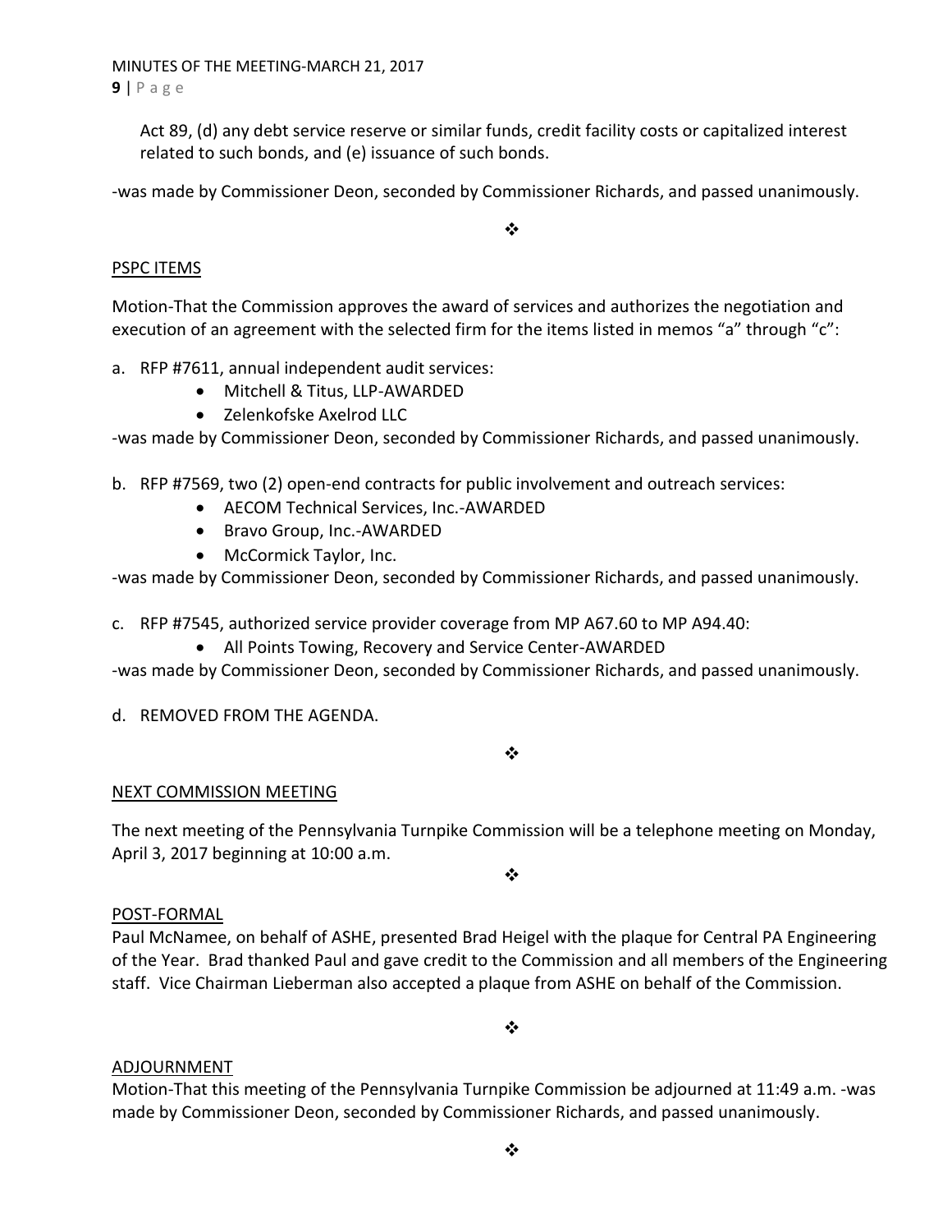Act 89, (d) any debt service reserve or similar funds, credit facility costs or capitalized interest related to such bonds, and (e) issuance of such bonds.

-was made by Commissioner Deon, seconded by Commissioner Richards, and passed unanimously.

❖

## PSPC ITEMS

Motion-That the Commission approves the award of services and authorizes the negotiation and execution of an agreement with the selected firm for the items listed in memos "a" through "c":

a. RFP #7611, annual independent audit services:
   - Mitchell & Titus, LLP-AWARDED
   - Zelenkofske Axelrod LLC

-was made by Commissioner Deon, seconded by Commissioner Richards, and passed unanimously.

b. RFP #7569, two (2) open-end contracts for public involvement and outreach services:
   - AECOM Technical Services, Inc.-AWARDED
   - Bravo Group, Inc.-AWARDED
   - McCormick Taylor, Inc.

-was made by Commissioner Deon, seconded by Commissioner Richards, and passed unanimously.

c. RFP #7545, authorized service provider coverage from MP A67.60 to MP A94.40:
   - All Points Towing, Recovery and Service Center-AWARDED

-was made by Commissioner Deon, seconded by Commissioner Richards, and passed unanimously.

d. REMOVED FROM THE AGENDA.

❖

## NEXT COMMISSION MEETING

The next meeting of the Pennsylvania Turnpike Commission will be a telephone meeting on Monday, April 3, 2017 beginning at 10:00 a.m.

❖

## POST-FORMAL

Paul McNamee, on behalf of ASHE, presented Brad Heigel with the plaque for Central PA Engineering of the Year. Brad thanked Paul and gave credit to the Commission and all members of the Engineering staff. Vice Chairman Lieberman also accepted a plaque from ASHE on behalf of the Commission.

❖

## ADJOURNMENT

Motion-That this meeting of the Pennsylvania Turnpike Commission be adjourned at 11:49 a.m. -was made by Commissioner Deon, seconded by Commissioner Richards, and passed unanimously.

❖